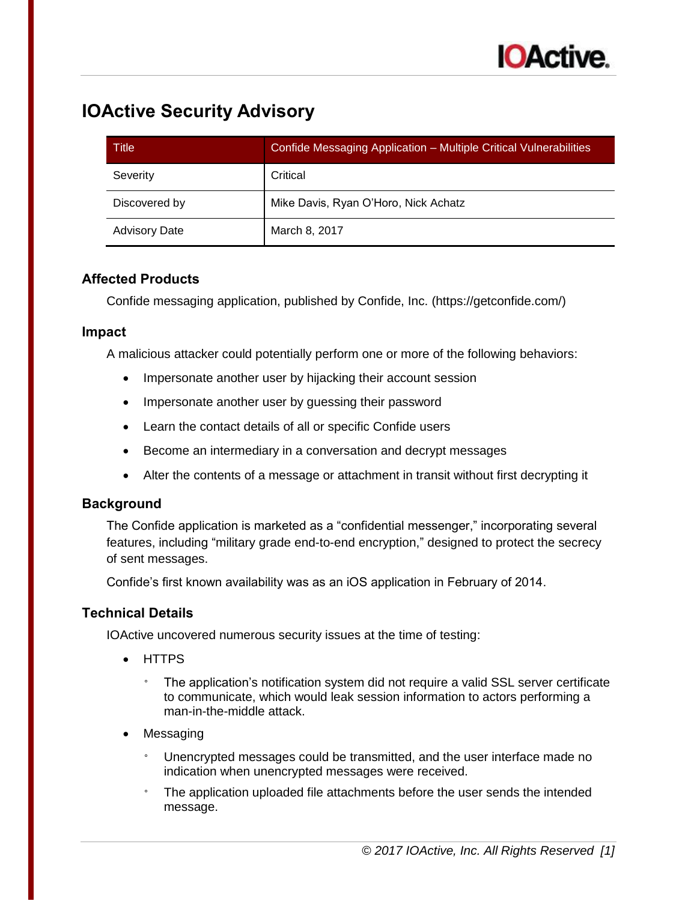# IOActive Security Advisory

| Title | Confide Messaging Application – Multiple Critical Vulnerabilities |
|---|---|
| Severity | Critical |
| Discovered by | Mike Davis, Ryan O'Horo, Nick Achatz |
| Advisory Date | March 8, 2017 |

## Affected Products

Confide messaging application, published by Confide, Inc. (https://getconfide.com/)

## Impact

A malicious attacker could potentially perform one or more of the following behaviors:

- Impersonate another user by hijacking their account session
- Impersonate another user by guessing their password
- Learn the contact details of all or specific Confide users
- Become an intermediary in a conversation and decrypt messages
- Alter the contents of a message or attachment in transit without first decrypting it

## Background

The Confide application is marketed as a "confidential messenger," incorporating several features, including "military grade end-to-end encryption," designed to protect the secrecy of sent messages.

Confide's first known availability was as an iOS application in February of 2014.

## Technical Details

IOActive uncovered numerous security issues at the time of testing:

- HTTPS
  - The application's notification system did not require a valid SSL server certificate to communicate, which would leak session information to actors performing a man-in-the-middle attack.
- Messaging
  - Unencrypted messages could be transmitted, and the user interface made no indication when unencrypted messages were received.
  - The application uploaded file attachments before the user sends the intended message.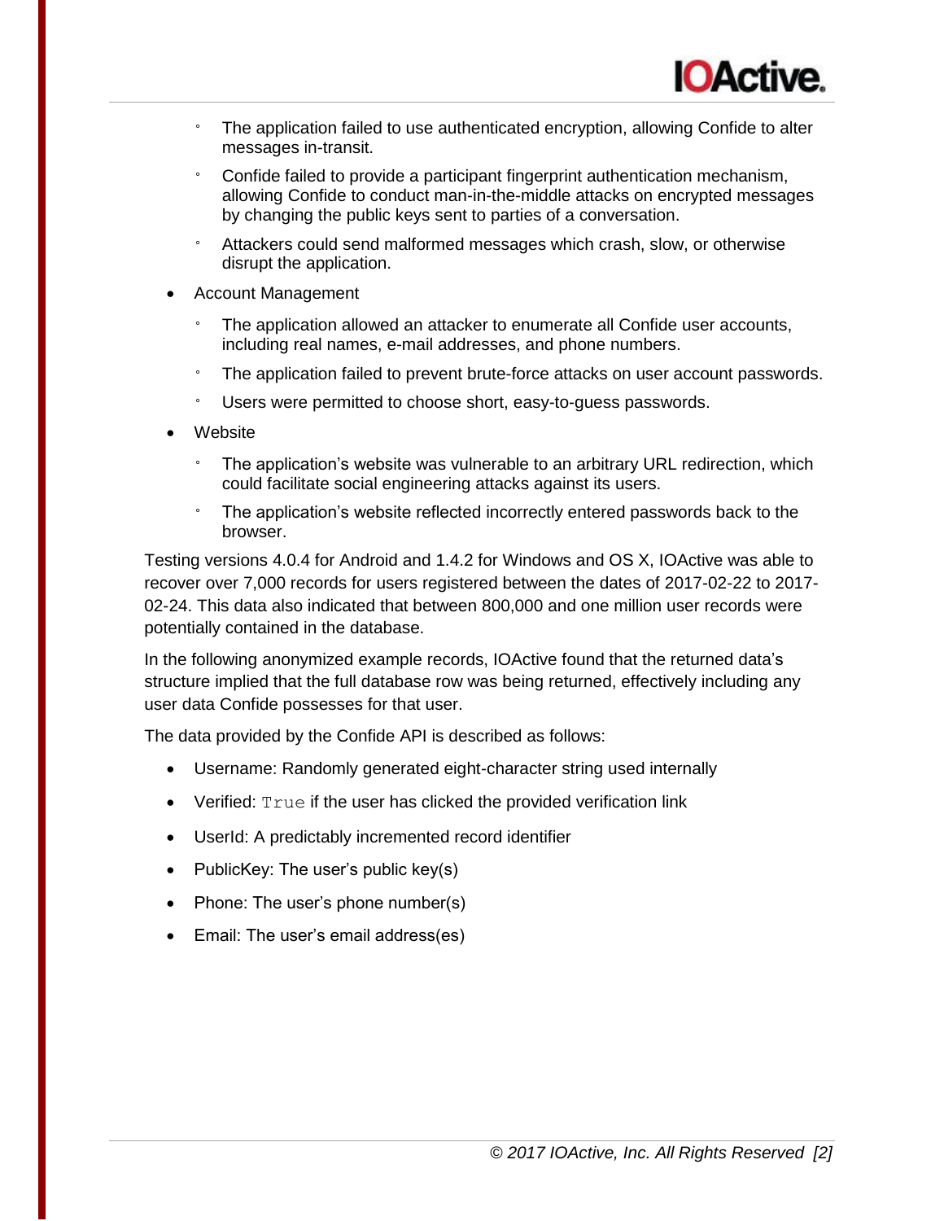- The application failed to use authenticated encryption, allowing Confide to alter messages in-transit.
  - Confide failed to provide a participant fingerprint authentication mechanism, allowing Confide to conduct man-in-the-middle attacks on encrypted messages by changing the public keys sent to parties of a conversation.
  - Attackers could send malformed messages which crash, slow, or otherwise disrupt the application.
- Account Management
  - The application allowed an attacker to enumerate all Confide user accounts, including real names, e-mail addresses, and phone numbers.
  - The application failed to prevent brute-force attacks on user account passwords.
  - Users were permitted to choose short, easy-to-guess passwords.
- Website
  - The application's website was vulnerable to an arbitrary URL redirection, which could facilitate social engineering attacks against its users.
  - The application's website reflected incorrectly entered passwords back to the browser.

Testing versions 4.0.4 for Android and 1.4.2 for Windows and OS X, IOActive was able to recover over 7,000 records for users registered between the dates of 2017-02-22 to 2017-02-24. This data also indicated that between 800,000 and one million user records were potentially contained in the database.

In the following anonymized example records, IOActive found that the returned data's structure implied that the full database row was being returned, effectively including any user data Confide possesses for that user.

The data provided by the Confide API is described as follows:

- Username: Randomly generated eight-character string used internally
- Verified: `True` if the user has clicked the provided verification link
- UserId: A predictably incremented record identifier
- PublicKey: The user's public key(s)
- Phone: The user's phone number(s)
- Email: The user's email address(es)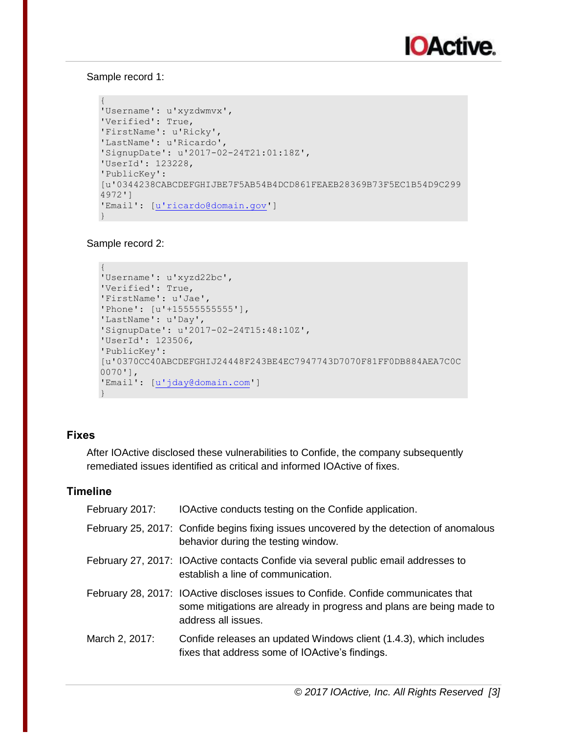Sample record 1:

```
{
'Username': u'xyzdwmvx',
'Verified': True,
'FirstName': u'Ricky',
'LastName': u'Ricardo',
'SignupDate': u'2017-02-24T21:01:18Z',
'UserId': 123228,
'PublicKey':
[u'0344238CABCDEFGHIJBE7F5AB54B4DCD861FEAEB28369B73F5EC1B54D9C299
4972']
'Email': [u'ricardo@domain.gov']
}
```

Sample record 2:

```
{
'Username': u'xyzd22bc',
'Verified': True,
'FirstName': u'Jae',
'Phone': [u'+15555555555'],
'LastName': u'Day',
'SignupDate': u'2017-02-24T15:48:10Z',
'UserId': 123506,
'PublicKey':
[u'0370CC40ABCDEFGHIJ24448F243BE4EC7947743D7070F81FF0DB884AEA7C0C
0070'],
'Email': [u'jday@domain.com']
}
```

## Fixes

After IOActive disclosed these vulnerabilities to Confide, the company subsequently remediated issues identified as critical and informed IOActive of fixes.

## Timeline

| | |
|---|---|
| February 2017: | IOActive conducts testing on the Confide application. |
| February 25, 2017: | Confide begins fixing issues uncovered by the detection of anomalous behavior during the testing window. |
| February 27, 2017: | IOActive contacts Confide via several public email addresses to establish a line of communication. |
| February 28, 2017: | IOActive discloses issues to Confide. Confide communicates that some mitigations are already in progress and plans are being made to address all issues. |
| March 2, 2017: | Confide releases an updated Windows client (1.4.3), which includes fixes that address some of IOActive's findings. |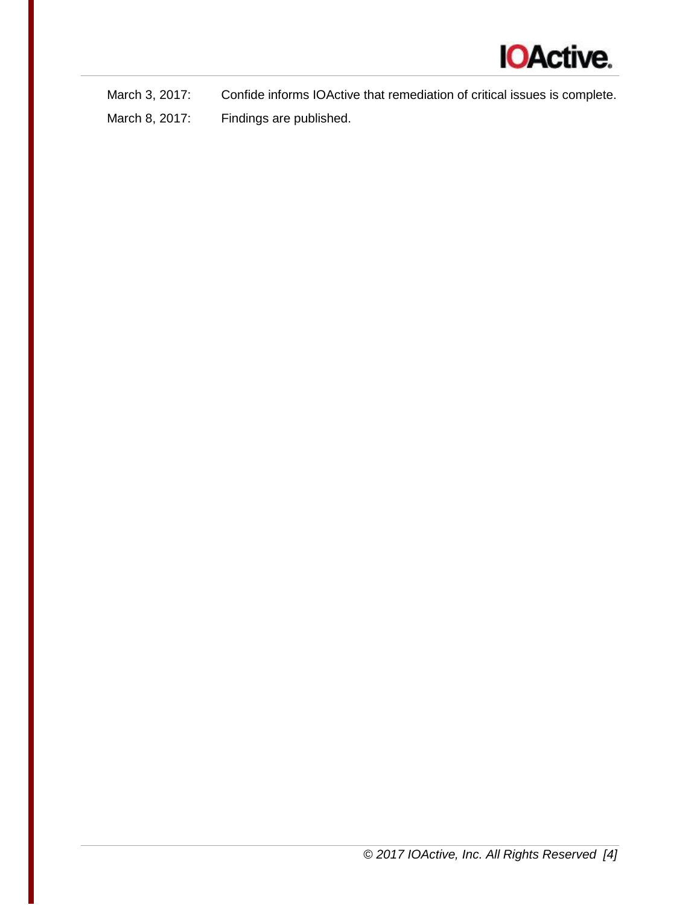| | |
|---|---|
| March 3, 2017: | Confide informs IOActive that remediation of critical issues is complete. |
| March 8, 2017: | Findings are published. |